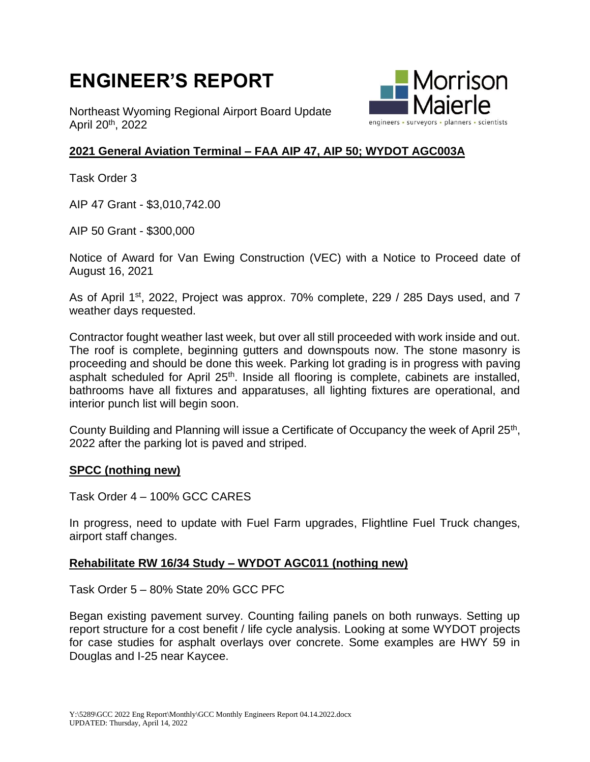# ENGINEER'S REPORT

Northeast Wyoming Regional Airport Board Update
April 20th, 2022

Morrison Maierle
engineers • surveyors • planners • scientists

## 2021 General Aviation Terminal – FAA AIP 47, AIP 50; WYDOT AGC003A

Task Order 3

AIP 47 Grant - $3,010,742.00

AIP 50 Grant - $300,000

Notice of Award for Van Ewing Construction (VEC) with a Notice to Proceed date of August 16, 2021

As of April 1st, 2022, Project was approx. 70% complete, 229 / 285 Days used, and 7 weather days requested.

Contractor fought weather last week, but over all still proceeded with work inside and out. The roof is complete, beginning gutters and downspouts now. The stone masonry is proceeding and should be done this week. Parking lot grading is in progress with paving asphalt scheduled for April 25th. Inside all flooring is complete, cabinets are installed, bathrooms have all fixtures and apparatuses, all lighting fixtures are operational, and interior punch list will begin soon.

County Building and Planning will issue a Certificate of Occupancy the week of April 25th, 2022 after the parking lot is paved and striped.

## SPCC (nothing new)

Task Order 4 – 100% GCC CARES

In progress, need to update with Fuel Farm upgrades, Flightline Fuel Truck changes, airport staff changes.

## Rehabilitate RW 16/34 Study – WYDOT AGC011 (nothing new)

Task Order 5 – 80% State 20% GCC PFC

Began existing pavement survey. Counting failing panels on both runways. Setting up report structure for a cost benefit / life cycle analysis. Looking at some WYDOT projects for case studies for asphalt overlays over concrete. Some examples are HWY 59 in Douglas and I-25 near Kaycee.

Y:\5289\GCC 2022 Eng Report\Monthly\GCC Monthly Engineers Report 04.14.2022.docx
UPDATED: Thursday, April 14, 2022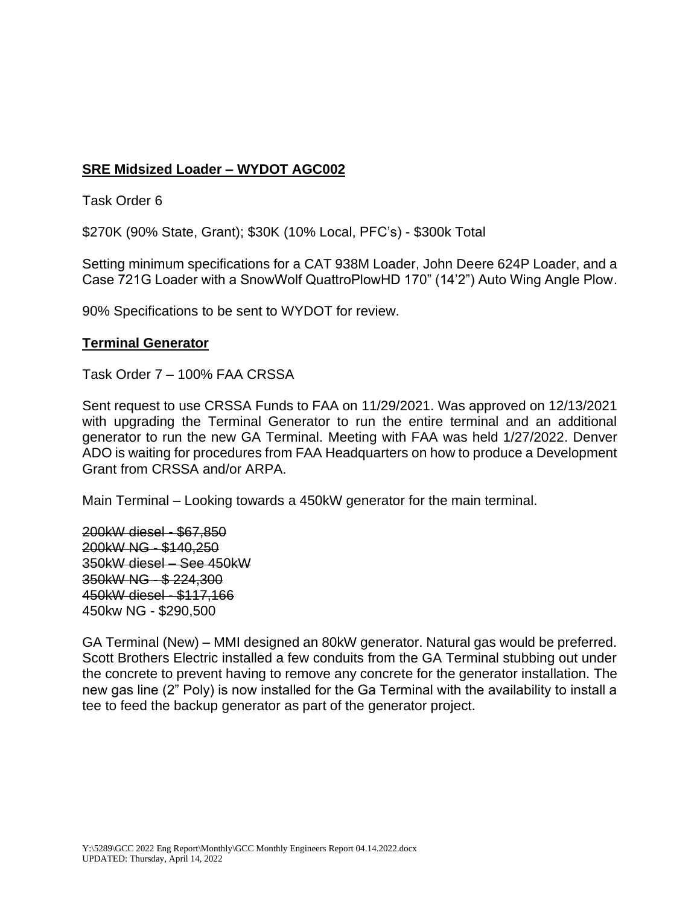**SRE Midsized Loader – WYDOT AGC002**

Task Order 6

$270K (90% State, Grant); $30K (10% Local, PFC's) - $300k Total

Setting minimum specifications for a CAT 938M Loader, John Deere 624P Loader, and a Case 721G Loader with a SnowWolf QuattroPlowHD 170" (14'2") Auto Wing Angle Plow.

90% Specifications to be sent to WYDOT for review.

**Terminal Generator**

Task Order 7 – 100% FAA CRSSA

Sent request to use CRSSA Funds to FAA on 11/29/2021. Was approved on 12/13/2021 with upgrading the Terminal Generator to run the entire terminal and an additional generator to run the new GA Terminal. Meeting with FAA was held 1/27/2022. Denver ADO is waiting for procedures from FAA Headquarters on how to produce a Development Grant from CRSSA and/or ARPA.

Main Terminal – Looking towards a 450kW generator for the main terminal.

~~200kW diesel - $67,850~~
~~200kW NG - $140,250~~
~~350kW diesel – See 450kW~~
~~350kW NG - $ 224,300~~
~~450kW diesel - $117,166~~
450kw NG - $290,500

GA Terminal (New) – MMI designed an 80kW generator. Natural gas would be preferred. Scott Brothers Electric installed a few conduits from the GA Terminal stubbing out under the concrete to prevent having to remove any concrete for the generator installation. The new gas line (2" Poly) is now installed for the Ga Terminal with the availability to install a tee to feed the backup generator as part of the generator project.